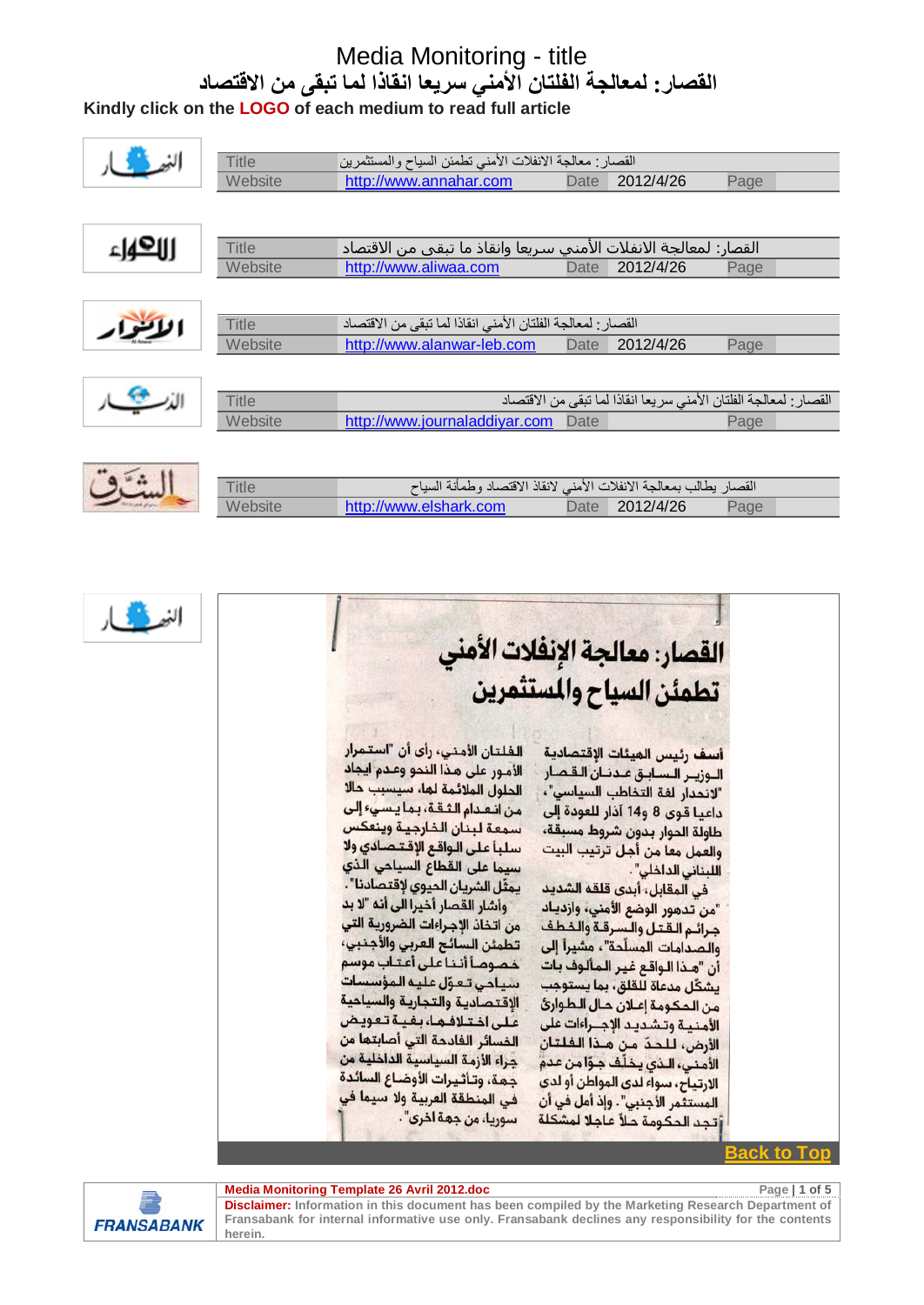# Media Monitoring - title

## القصار: لمعالجة الفلتان الأمني سريعا انقاذا لما تبقى من الاقتصاد

**Kindly click on the LOGO of each medium to read full article**

| | | | | | |
|---|---|---|---|---|---|
| Title | القصار: معالجة الانفلات الأمني تطمئن السياح والمستثمرين | | | | |
| Website | http://www.annahar.com | Date | 2012/4/26 | Page | |

| | | | | | |
|---|---|---|---|---|---|
| Title | القصار: لمعالجة الانفلات الأمني سريعا وانقاذ ما تبقى من الاقتصاد | | | | |
| Website | http://www.aliwaa.com | Date | 2012/4/26 | Page | |

| | | | | | |
|---|---|---|---|---|---|
| Title | القصار: لمعالجة الفلتان الأمني انقاذا لما تبقى من الاقتصاد | | | | |
| Website | http://www.alanwar-leb.com | Date | 2012/4/26 | Page | |

| | | | | | |
|---|---|---|---|---|---|
| Title | القصار: لمعالجة الفلتان الأمني سريعا انقاذا لما تبقى من الاقتصاد | | | | |
| Website | http://www.journaladdiyar.com | Date | | Page | |

| | | | | | |
|---|---|---|---|---|---|
| Title | القصار يطالب بمعالجة الانفلات الأمني لانقاذ الاقتصاد وطمأنة السياح | | | | |
| Website | http://www.elshark.com | Date | 2012/4/26 | Page | |

# القصار: معالجة الإنفلات الأمني تطمئن السياح والمستثمرين

أسف رئيس الهيئات الإقتصادية الوزير السابق عدنان القصار "لانحدار لغة التخاطب السياسي"، داعيا قوى 8 و14 آذار للعودة إلى طاولة الحوار بدون شروط مسبقة، والعمل معا من أجل ترتيب البيت اللبناني الداخلي".

في المقابل، أبدى قلقه الشديد "من تدهور الوضع الأمني، وازدياد جرائم القتل والسرقة والخطف والصدامات المسلّحة"، مشيراً إلى أن "هذا الواقع غير المألوف بات يشكّل مدعاة للقلق، بما يستوجب من الحكومة إعلان حال الطوارئ الأمنية وتشديد الإجراءات على الأرض، للحدّ من هذا الفلتان الأمني، الذي يخلّف جوّاً من عدم الارتياح، سواء لدى المواطن أو لدى المستثمر الأجنبي". وإذ أمل في أن تجد الحكومة حلاً عاجلاً لمشكلة الفلتان الأمني، رأى أن "استمرار الأمور على هذا النحو وعدم إيجاد الحلول الملائمة لها، سيسبب حالا من انعدام الثقة، بما يسيء إلى سمعة لبنان الخارجية وينعكس سلباً على الواقع الإقتصادي ولا سيما على القطاع السياحي الذي يمثّل الشريان الحيوي لإقتصادنا".

وأشار القصار أخيراً الى أنه "لا بد من اتخاذ الإجراءات الضرورية التي تطمئن السائح العربي والأجنبي، خصوصاً أننا على أعتاب موسم سياحي تعوّل عليه المؤسسات الإقتصادية والتجارية والسياحية على اختلافها، بغية تعويض الخسائر الفادحة التي أصابتها من جراء الأزمة السياسية الداخلية من جهة، وتأثيرات الأوضاع السائدة في المنطقة العربية ولا سيما في سوريا، من جهة أخرى."

Back to Top

Media Monitoring Template 26 Avril 2012.doc

**Disclaimer:** Information in this document has been compiled by the Marketing Research Department of Fransabank for internal informative use only. Fransabank declines any responsibility for the contents herein.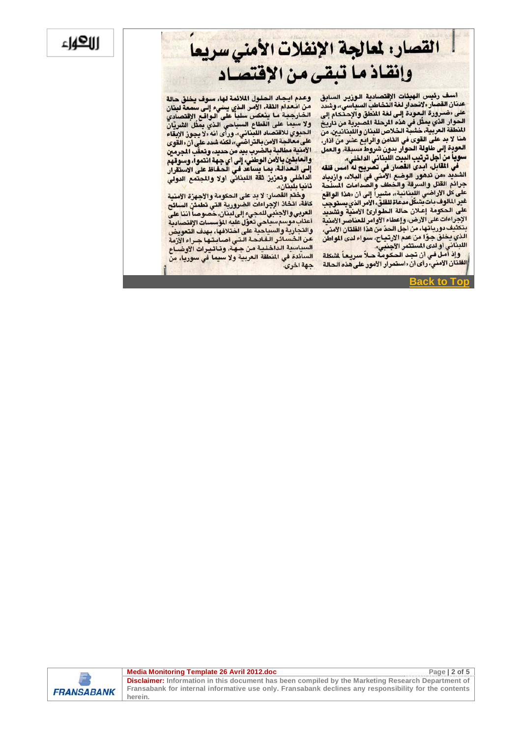اللواء

# القصار: لمعالجة الإنفلات الأمني سريعاً وإنقاذ ما تبقى من الإقتصاد

أسف رئيس الهيئات الإقتصادية الوزير السابق عدنان القصار «لانحدار لغة التخاطب السياسي»، وشدد على «ضرورة العودة إلى لغة المنطق والإحتكام إلى الحوار الذي يمثل في هذه المرحلة المصيرية من تاريخ المنطقة العربية، خشبة الخلاص للبنان واللبنانيين، من هنا لا بد على القوى في الثامن والرابع عشر من آذار، العودة إلى طاولة الحوار بدون شروط مسبقة، والعمل سوياً من أجل ترتيب البيت اللبناني الداخلي».

في المقابل، ابدى القصار في تصريح له امس قلقه الشديد «من تدهور الوضع الأمني في البلاد، وازدياد جرائم القتل والسرقة والخطف والصدامات المسلحة على كل الأراضي اللبنانية»، مشيراً إلى أن «هذا الواقع غير المألوف بات يشكل مدعاة للقلق، الأمر الذي يستوجب على الحكومة إعلان حالة الطوارئ الأمنية وتشديد الإجراءات على الأرض، وإعطاء الأوامر للعناصر الأمنية بتكثيف دورياتها، من أجل الحد من هذا الفلتان الأمني، الذي يخلق جواً من عدم الارتياح، سواء لدى المواطن اللبناني أو لدى المستثمر الأجنبي».

وإذ أمل في أن تجد الحكومة حلاً سريعاً لمشكلة الفلتان الأمني، رأى أن «استمرار الأمور على هذه الحالة وعدم ايجاد الحلول الملائمة لها، سوف يخلق حالة من انعدام الثقة، الأمر الذي يسيء إلى سمعة لبنان الخارجية ما ينعكس سلباً على الواقع الإقتصادي ولا سيما على القطاع السياحي الذي يمثل الشريان الحيوي للاقتصاد اللبناني». ورأى أنه «لا يجوز الإبقاء على معالجة الأمن بالتراضي»، لكنه شدد على أن «القوى الأمنية مطالبة بالضرب بيد من حديد، وتعقب المجرمين والعابثين بالأمن الوطني، إلى أي جهة انتموا، وسوقهم إلى العدالة، بما يساعد في الحفاظ على الاستقرار الداخلي وتعزيز ثقة اللبناني اولا والمجتمع الدولي ثانيا بلبنان».

وختم القصار: لا بد على الحكومة والأجهزة الأمنية كافة، اتخاذ الإجراءات الضرورية التي تطمئن السائح العربي والأجنبي للمجيء إلى لبنان، خصوصاً أننا على أعتاب موسم سياحي تعول عليه المؤسسات الإقتصادية والتجارية والسياحية على اختلافها، بهدف التعويض عن الخسائر الفادحة التي أصابتها جراء الأزمة السياسية الداخلية من جهة، وتأثيرات الأوضاع السائدة في المنطقة العربية ولا سيما في سوريا، من جهة اخرى.

Back to Top

**Disclaimer:** Information in this document has been compiled by the Marketing Research Department of Fransabank for internal informative use only. Fransabank declines any responsibility for the contents herein.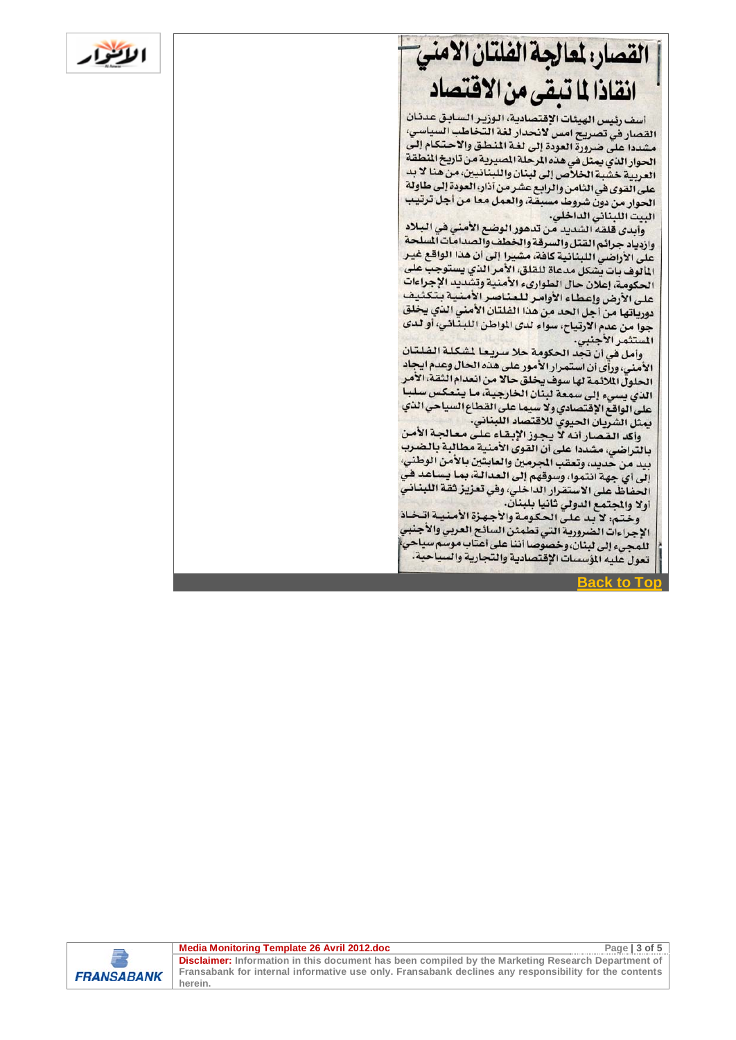# القصار: لمعالجة الفلتان الامني انقاذا لما تبقى من الاقتصاد

أسف رئيس الهيئات الإقتصادية، الوزير السابق عدنان القصار في تصريح امس لانحدار لغة التخاطب السياسي، مشددا على ضرورة العودة إلى لغة المنطق والاحتكام إلى الحوار الذي يمثل في هذه المرحلة المصيرية من تاريخ المنطقة العربية خشبة الخلاص إلى لبنان واللبنانيين، من هنا لا بد على القوى في الثامن والرابع عشر من آذار، العودة إلى طاولة الحوار من دون شروط مسبقة، والعمل معا من أجل ترتيب البيت اللبناني الداخلي.

وأبدى قلقه الشديد من تدهور الوضع الأمني في البلاد وازدياد جرائم القتل والسرقة والخطف والصدامات المسلحة على الأراضي اللبنانية كافة، مشيرا إلى أن هذا الواقع غير المألوف بات بشكل مدعاة للقلق، الأمر الذي يستوجب على الحكومة، إعلان حال الطوارىء الأمنية وتشديد الإجراءات على الأرض وإعطاء الأوامر للعناصر الأمنية بتكثيف دورياتها من أجل الحد من هذا الفلتان الأمني الذي يخلق جوا من عدم الارتياح، سواء لدى المواطن اللبناني، أو لدى المستثمر الأجنبي.

وأمل في أن تجد الحكومة حلا سريعا لمشكلة الفلتان الأمني، ورأى أن استمرار الأمور على هذه الحال وعدم ايجاد الحلول الملائمة لها سوف يخلق حالا من انعدام الثقة، الأمر الذي يسيء إلى سمعة لبنان الخارجية، ما ينعكس سلبا على الواقع الإقتصادي ولا سيما على القطاع السياحي الذي يمثل الشريان الحيوي للاقتصاد اللبناني.

وأكد القصار أنه لا يجوز الإبقاء على معالجة الأمن بالتراضي، مشددا على أن القوى الأمنية مطالبة بالضرب بيد من حديد، وتعقب المجرمين والعابثين بالأمن الوطني، إلى أي جهة انتموا، وسوقهم إلى العدالة، بما يساعد في الحفاظ على الاستقرار الداخلي، وفي تعزيز ثقة اللبناني أولا والمجتمع الدولي ثانيا بلبنان.

وختم: لا بد على الحكومة والأجهزة الأمنية اتخاذ الإجراءات الضرورية التي تطمئن السائح العربي والأجنبي للمجيء إلى لبنان، وخصوصا أننا على أعتاب موسم سياحي تعول عليه المؤسسات الإقتصادية والتجارية والسياحية.

Back to Top

**Disclaimer:** Information in this document has been compiled by the Marketing Research Department of Fransabank for internal informative use only. Fransabank declines any responsibility for the contents herein.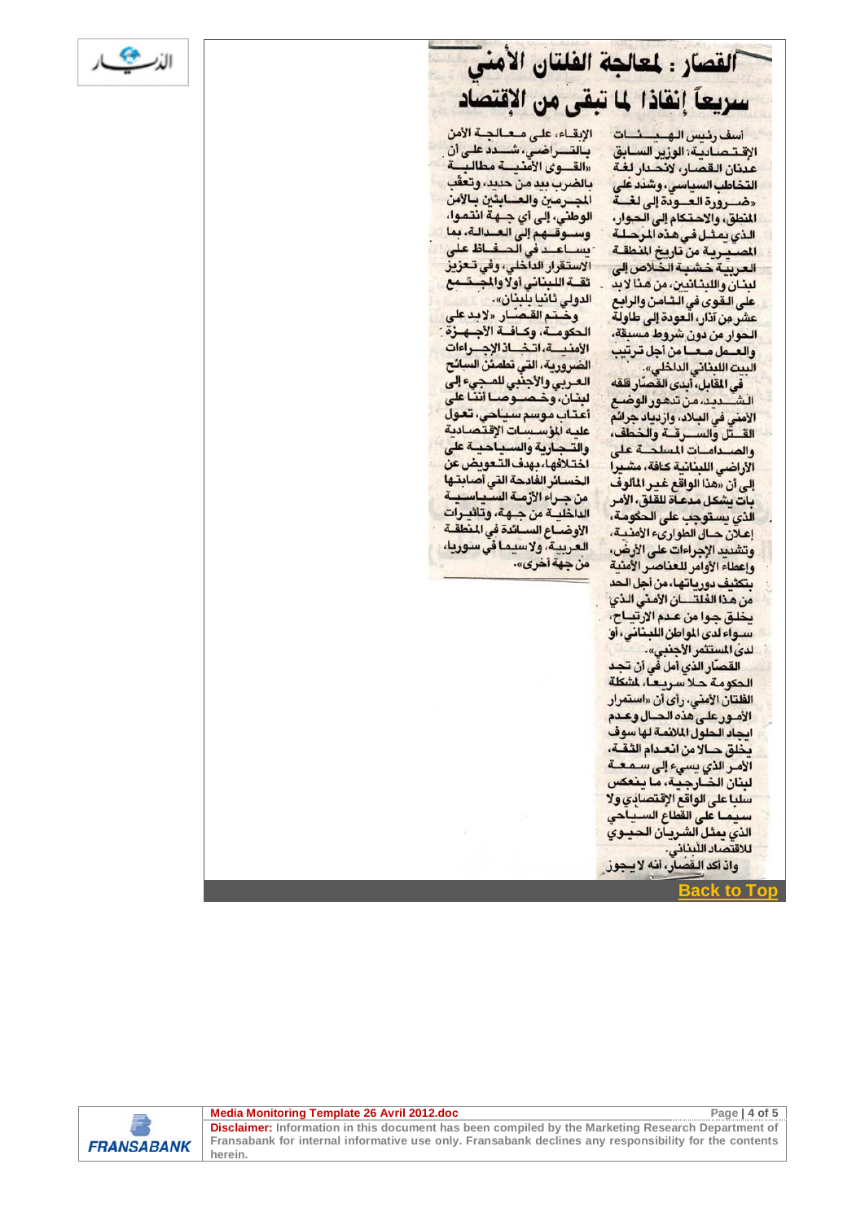# القصّار: لمعالجة الفلتان الأمني سريعاً إنقاذاً لما تبقى من الإقتصاد

أسف رئيس الهيئات الإقتصادية: الوزير السابق عدنان القصار، لانحدار لغة التخاطب السياسي، وشدد على «ضرورة العودة إلى لغة المنطق، والاحتكام إلى الحوار، الذي يمثل في هذه المرحلة المصيرية من تاريخ المنطقة العربية خشبة الخلاص إلى لبنان واللبنانيين، من هنا لا بد على القوى في الثامن والرابع عشر من آذار، العودة إلى طاولة الحوار من دون شروط مسبقة، والعمل معاً من أجل ترتيب البيت اللبناني الداخلي».

في المقابل، أبدى القصّار قلقه الشديد، من تدهور الوضع الأمني في البلاد، وازدياد جرائم القتل والسرقة والخطف، والصدامات المسلحة على الأراضي اللبنانية كافة، مشيرا إلى أن «هذا الواقع غير المألوف بات يشكل مدعاة للقلق، الأمر الذي يستوجب على الحكومة، إعلان حال الطوارىء الأمنية، وتشديد الإجراءات على الأرض، وإعطاء الأوامر للعناصر الأمنية بتكثيف دورياتها، من أجل الحد من هذا الفلتان الأمني الذي يخلق جوا من عدم الارتياح، سواء لدى المواطن اللبناني، أو لدى المستثمر الأجنبي».

القصّار الذي أمل في أن تجد الحكومة حلا سريعا، لمشكلة الفلتان الأمني، رأى أن «استمرار الأمور على هذه الحال وعدم ايجاد الحلول الملائمة لها سوف يخلق حالا من انعدام الثقة، الأمر الذي يسيء إلى سمعة لبنان الخارجية، ما ينعكس سلبا على الواقع الإقتصادي ولا سيما على القطاع السياحي الذي يمثل الشريان الحيوي للاقتصاد اللبناني».

واذ أكد القصار، أنه لا يجوز الإبقاء، على معالجة الأمن بالتراضي، شدد على أن «القوى الأمنية مطالبة بالضرب بيد من حديد، وتعقب المجرمين والعابثين بالأمن الوطني، إلى أي جهة انتموا، وسوقهم إلى العدالة، بما يساعد في الحفاظ على الاستقرار الداخلي، وفي تعزيز ثقة اللبناني أولاً والمجتمع الدولي ثانيا بلبنان».

وختم القصّار «لابد على الحكومة، وكافة الأجهزة الأمنية، اتخاذ الإجراءات الضرورية، التي تطمئن السائح العربي والأجنبي للمجيء إلى لبنان، وخصوصا أننا على أعتاب موسم سياحي، تعول عليه المؤسسات الإقتصادية والتجارية والسياحية على اختلافها، بهدف التعويض عن الخسائر الفادحة التي أصابتها من جراء الأزمة السياسية الداخلية من جهة، وتأثيرات الأوضاع السائدة في المنطقة العربية، ولاسيما في سوريا، من جهة أخرى».

**Back to Top**

**Disclaimer:** Information in this document has been compiled by the Marketing Research Department of Fransabank for internal informative use only. Fransabank declines any responsibility for the contents herein.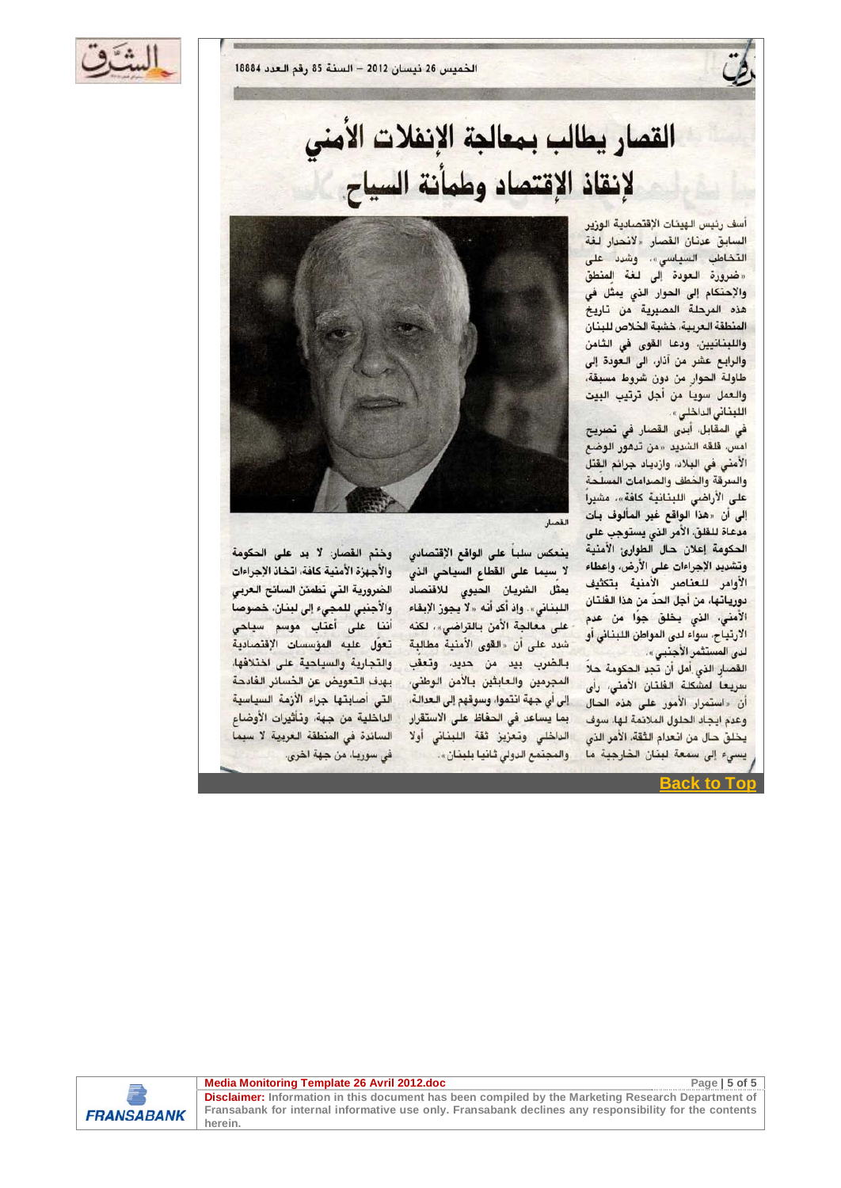الخميس 26 نيسان 2012 – السنة 85 رقم العدد 18884

# القصار يطالب بمعالجة الإنفلات الأمني لإنقاذ الإقتصاد وطمأنة السياح

أسف رئيس الهيئات الإقتصادية الوزير السابق عدنان القصار «لانحدار لغة التخاطب السياسي»، وشدد على «ضرورة العودة إلى لغة المنطق والإحتكام إلى الحوار الذي يمثل في هذه المرحلة المصيرية من تاريخ المنطقة العربية، خشبة الخلاص للبنان واللبنانيين. ودعا القوى في الثامن والرابع عشر من آذار، الى العودة إلى طاولة الحوار من دون شروط مسبقة، والعمل سويا من أجل ترتيب البيت اللبناني الداخلي».

في المقابل، أبدى القصار في تصريح امس، قلقه الشديد «من تدهور الوضع الأمني في البلاد، وازدياد جرائم القتل والسرقة والخطف والصدامات المسلحة على الأراضي اللبنانية كافة»، مشيراً إلى أن «هذا الواقع غير المألوف بات مدعاة للقلق، الأمر الذي يستوجب على الحكومة إعلان حال الطوارئ الأمنية وتشديد الإجراءات على الأرض، وإعطاء الأوامر للعناصر الأمنية بتكثيف دورياتها، من أجل الحدّ من هذا الفلتان الأمني، الذي يخلق جوّاً من عدم الارتياح، سواء لدى المواطن اللبناني أو لدى المستثمر الأجنبي».

القصار الذي أمل أن تجد الحكومة حلاً سريعا لمشكلة الفلتان الأمني، رأى أن «استمرار الأمور على هذه الحال وعدم إيجاد الحلول الملائمة لها، سوف يخلق حال من انعدام الثقة، الأمر الذي يسيء إلى سمعة لبنان الخارجية ما ينعكس سلباً على الواقع الإقتصادي لا سيما على القطاع السياحي الذي يمثل الشريان الحيوي للاقتصاد اللبناني». واذ أكد أنه «لا يجوز الإبقاء على معالجة الأمن بالتراضي»، لكنه شدد على أن «القوى الأمنية مطالبة بالضرب بيد من حديد، وتعقب المجرمين والعابثين بالأمن الوطني، إلى أي جهة انتموا، وسوقهم إلى العدالة، بما يساعد في الحفاظ على الاستقرار الداخلي وتعزيز ثقة اللبناني أولا والمجتمع الدولي ثانيا بلبنان».

القصار

وختم القصار: لا بد على الحكومة والأجهزة الأمنية كافة، اتخاذ الإجراءات الضرورية التي تطمئن السائح العربي والأجنبي للمجيء إلى لبنان، خصوصا أننا على أعتاب موسم سياحي تعوّل عليه المؤسسات الإقتصادية والتجارية والسياحية على اختلافها، بهدف التعويض عن الخسائر الفادحة التي أصابتها جراء الأزمة السياسية الداخلية من جهة، وتأثيرات الأوضاع السائدة في المنطقة العربية لا سيما في سوريا، من جهة اخرى.

Back to Top

**Media Monitoring Template 26 Avril 2012.doc**

**Disclaimer:** Information in this document has been compiled by the Marketing Research Department of Fransabank for internal informative use only. Fransabank declines any responsibility for the contents herein.